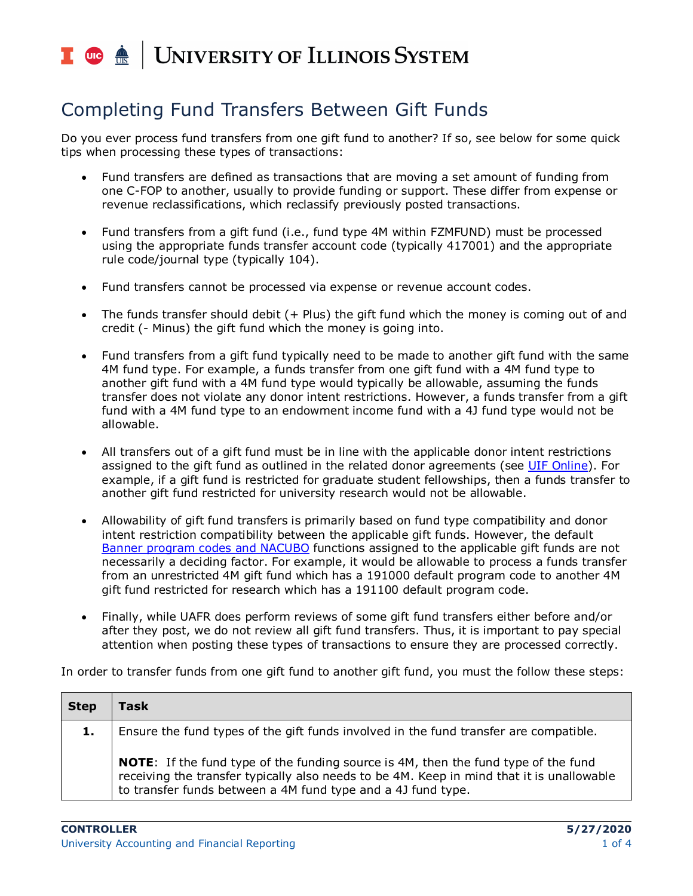# Completing Fund Transfers Between Gift Funds

Do you ever process fund transfers from one gift fund to another? If so, see below for some quick tips when processing these types of transactions:

- Fund transfers are defined as transactions that are moving a set amount of funding from one C-FOP to another, usually to provide funding or support. These differ from expense or revenue reclassifications, which reclassify previously posted transactions.

- Fund transfers from a gift fund (i.e., fund type 4M within FZMFUND) must be processed using the appropriate funds transfer account code (typically 417001) and the appropriate rule code/journal type (typically 104).

- Fund transfers cannot be processed via expense or revenue account codes.

- The funds transfer should debit (+ Plus) the gift fund which the money is coming out of and credit (- Minus) the gift fund which the money is going into.

- Fund transfers from a gift fund typically need to be made to another gift fund with the same 4M fund type. For example, a funds transfer from one gift fund with a 4M fund type to another gift fund with a 4M fund type would typically be allowable, assuming the funds transfer does not violate any donor intent restrictions. However, a funds transfer from a gift fund with a 4M fund type to an endowment income fund with a 4J fund type would not be allowable.

- All transfers out of a gift fund must be in line with the applicable donor intent restrictions assigned to the gift fund as outlined in the related donor agreements (see UIF Online). For example, if a gift fund is restricted for graduate student fellowships, then a funds transfer to another gift fund restricted for university research would not be allowable.

- Allowability of gift fund transfers is primarily based on fund type compatibility and donor intent restriction compatibility between the applicable gift funds. However, the default Banner program codes and NACUBO functions assigned to the applicable gift funds are not necessarily a deciding factor. For example, it would be allowable to process a funds transfer from an unrestricted 4M gift fund which has a 191000 default program code to another 4M gift fund restricted for research which has a 191100 default program code.

- Finally, while UAFR does perform reviews of some gift fund transfers either before and/or after they post, we do not review all gift fund transfers. Thus, it is important to pay special attention when posting these types of transactions to ensure they are processed correctly.

In order to transfer funds from one gift fund to another gift fund, you must the follow these steps:

| Step | Task |
|---|---|
| **1.** | Ensure the fund types of the gift funds involved in the fund transfer are compatible.<br><br>**NOTE**: If the fund type of the funding source is 4M, then the fund type of the fund receiving the transfer typically also needs to be 4M. Keep in mind that it is unallowable to transfer funds between a 4M fund type and a 4J fund type. |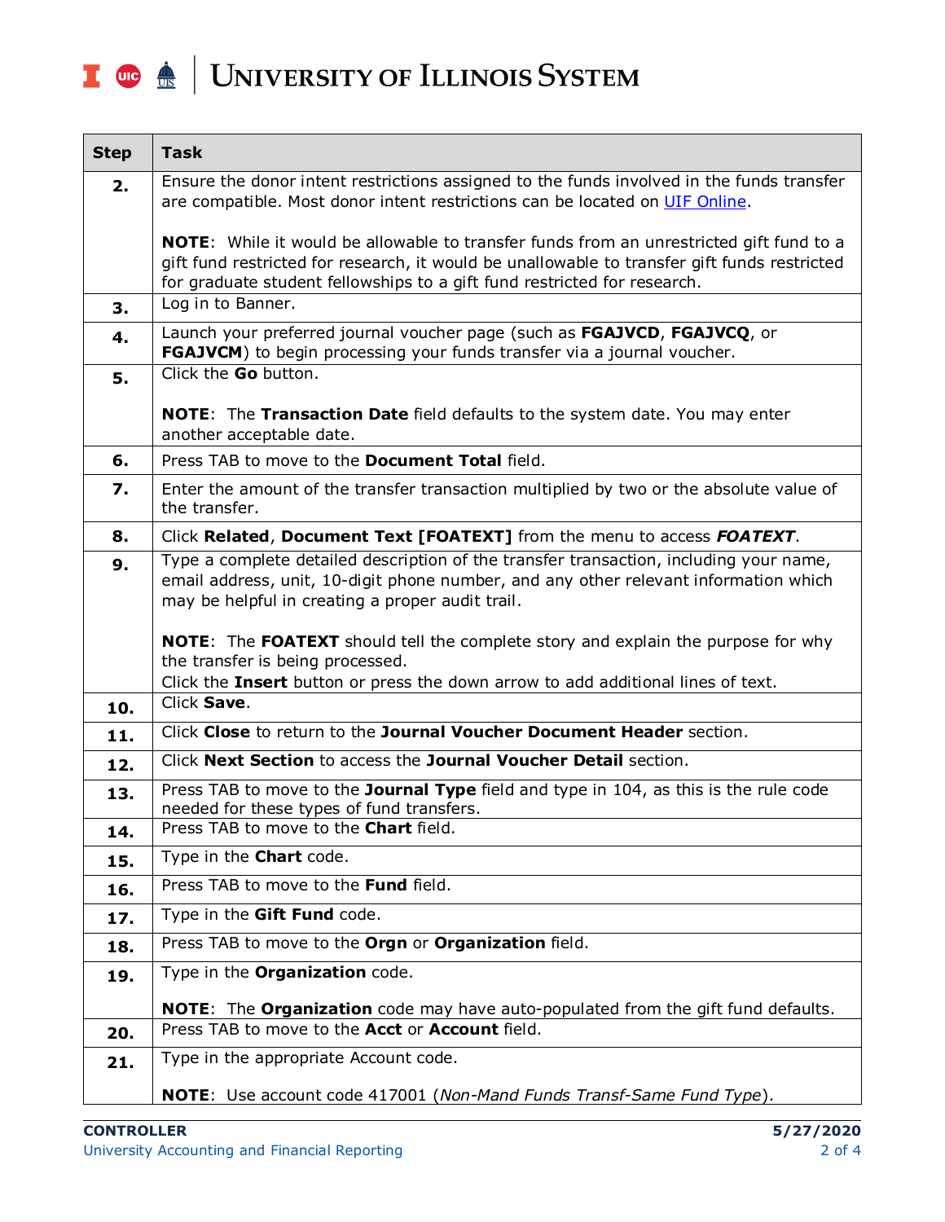| Step | Task |
| --- | --- |
| **2.** | Ensure the donor intent restrictions assigned to the funds involved in the funds transfer are compatible. Most donor intent restrictions can be located on UIF Online.<br><br>**NOTE**: While it would be allowable to transfer funds from an unrestricted gift fund to a gift fund restricted for research, it would be unallowable to transfer gift funds restricted for graduate student fellowships to a gift fund restricted for research. |
| **3.** | Log in to Banner. |
| **4.** | Launch your preferred journal voucher page (such as **FGAJVCD**, **FGAJVCQ**, or **FGAJVCM**) to begin processing your funds transfer via a journal voucher. |
| **5.** | Click the **Go** button.<br><br>**NOTE**: The **Transaction Date** field defaults to the system date. You may enter another acceptable date. |
| **6.** | Press TAB to move to the **Document Total** field. |
| **7.** | Enter the amount of the transfer transaction multiplied by two or the absolute value of the transfer. |
| **8.** | Click **Related**, **Document Text [FOATEXT]** from the menu to access ***FOATEXT***. |
| **9.** | Type a complete detailed description of the transfer transaction, including your name, email address, unit, 10-digit phone number, and any other relevant information which may be helpful in creating a proper audit trail.<br><br>**NOTE**: The **FOATEXT** should tell the complete story and explain the purpose for why the transfer is being processed.<br>Click the **Insert** button or press the down arrow to add additional lines of text. |
| **10.** | Click **Save**. |
| **11.** | Click **Close** to return to the **Journal Voucher Document Header** section. |
| **12.** | Click **Next Section** to access the **Journal Voucher Detail** section. |
| **13.** | Press TAB to move to the **Journal Type** field and type in 104, as this is the rule code needed for these types of fund transfers. |
| **14.** | Press TAB to move to the **Chart** field. |
| **15.** | Type in the **Chart** code. |
| **16.** | Press TAB to move to the **Fund** field. |
| **17.** | Type in the **Gift Fund** code. |
| **18.** | Press TAB to move to the **Orgn** or **Organization** field. |
| **19.** | Type in the **Organization** code.<br><br>**NOTE**: The **Organization** code may have auto-populated from the gift fund defaults. |
| **20.** | Press TAB to move to the **Acct** or **Account** field. |
| **21.** | Type in the appropriate Account code.<br><br>**NOTE**: Use account code 417001 (*Non-Mand Funds Transf-Same Fund Type*). |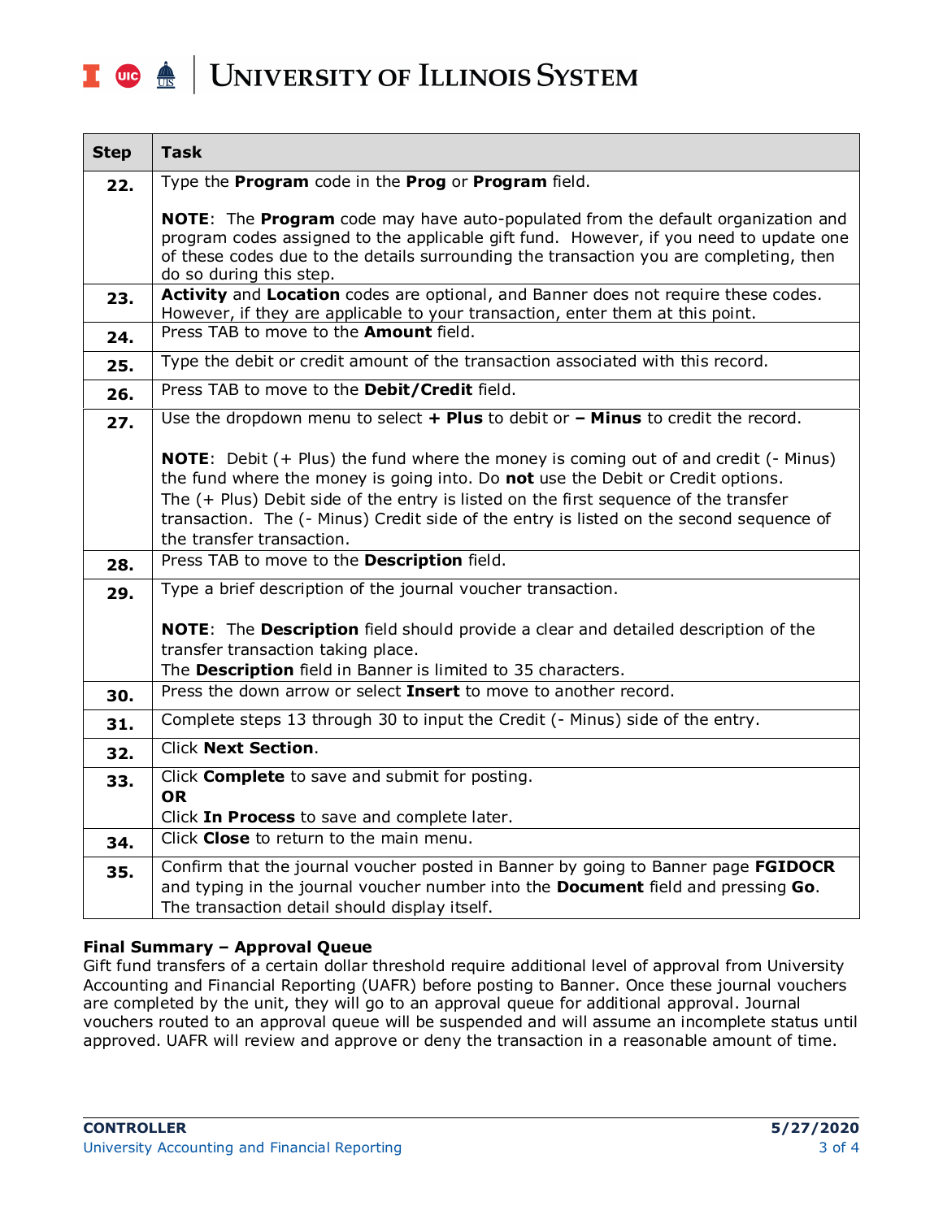| Step | Task |
|---|---|
| **22.** | Type the **Program** code in the **Prog** or **Program** field.<br><br>**NOTE**: The **Program** code may have auto-populated from the default organization and program codes assigned to the applicable gift fund. However, if you need to update one of these codes due to the details surrounding the transaction you are completing, then do so during this step. |
| **23.** | **Activity** and **Location** codes are optional, and Banner does not require these codes. However, if they are applicable to your transaction, enter them at this point. |
| **24.** | Press TAB to move to the **Amount** field. |
| **25.** | Type the debit or credit amount of the transaction associated with this record. |
| **26.** | Press TAB to move to the **Debit/Credit** field. |
| **27.** | Use the dropdown menu to select **+ Plus** to debit or **– Minus** to credit the record.<br><br>**NOTE**: Debit (+ Plus) the fund where the money is coming out of and credit (- Minus) the fund where the money is going into. Do **not** use the Debit or Credit options.<br>The (+ Plus) Debit side of the entry is listed on the first sequence of the transfer transaction. The (- Minus) Credit side of the entry is listed on the second sequence of the transfer transaction. |
| **28.** | Press TAB to move to the **Description** field. |
| **29.** | Type a brief description of the journal voucher transaction.<br><br>**NOTE**: The **Description** field should provide a clear and detailed description of the transfer transaction taking place.<br>The **Description** field in Banner is limited to 35 characters. |
| **30.** | Press the down arrow or select **Insert** to move to another record. |
| **31.** | Complete steps 13 through 30 to input the Credit (- Minus) side of the entry. |
| **32.** | Click **Next Section**. |
| **33.** | Click **Complete** to save and submit for posting.<br>**OR**<br>Click **In Process** to save and complete later. |
| **34.** | Click **Close** to return to the main menu. |
| **35.** | Confirm that the journal voucher posted in Banner by going to Banner page **FGIDOCR** and typing in the journal voucher number into the **Document** field and pressing **Go**. The transaction detail should display itself. |

**Final Summary – Approval Queue**

Gift fund transfers of a certain dollar threshold require additional level of approval from University Accounting and Financial Reporting (UAFR) before posting to Banner. Once these journal vouchers are completed by the unit, they will go to an approval queue for additional approval. Journal vouchers routed to an approval queue will be suspended and will assume an incomplete status until approved. UAFR will review and approve or deny the transaction in a reasonable amount of time.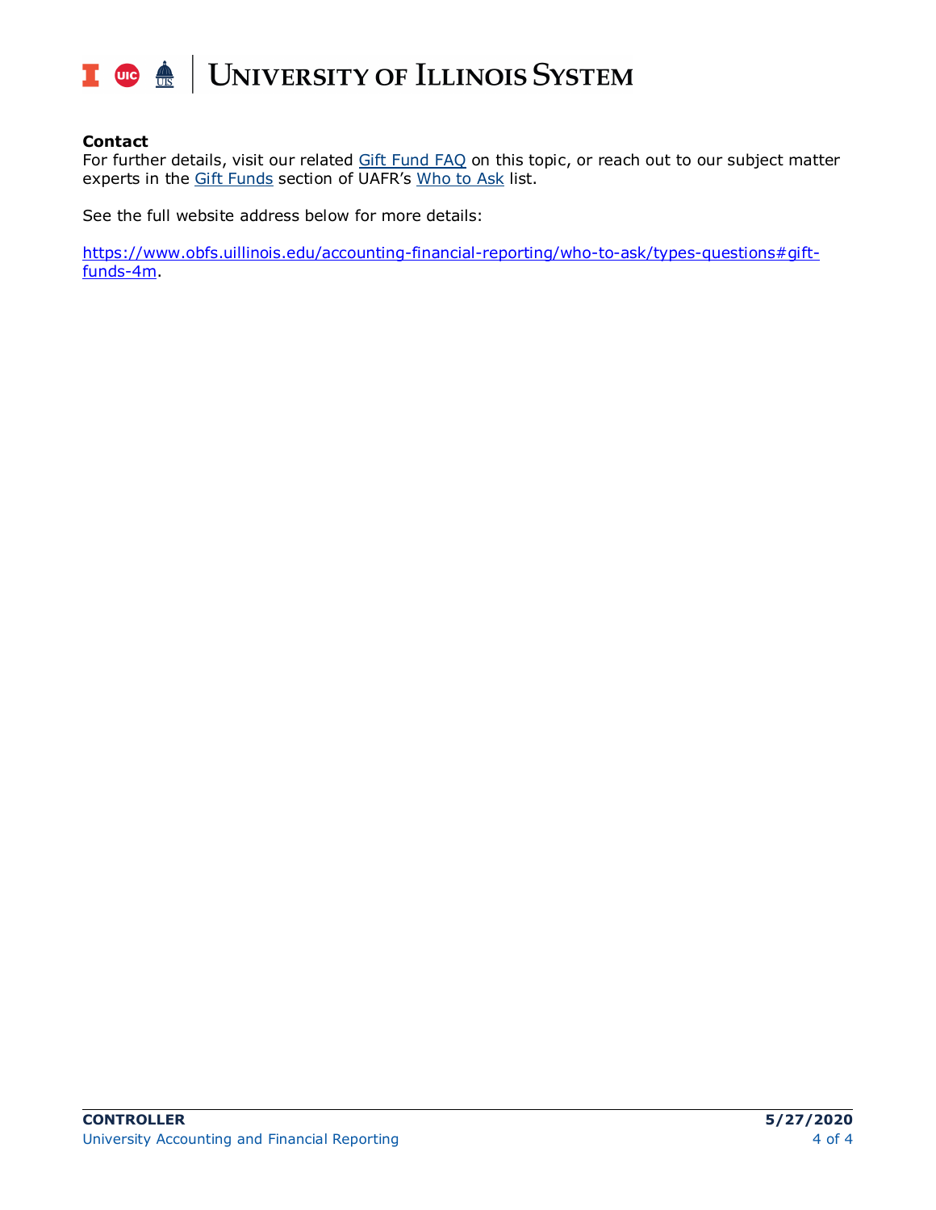**Contact**
For further details, visit our related Gift Fund FAQ on this topic, or reach out to our subject matter experts in the Gift Funds section of UAFR's Who to Ask list.

See the full website address below for more details:

https://www.obfs.uillinois.edu/accounting-financial-reporting/who-to-ask/types-questions#gift-funds-4m.